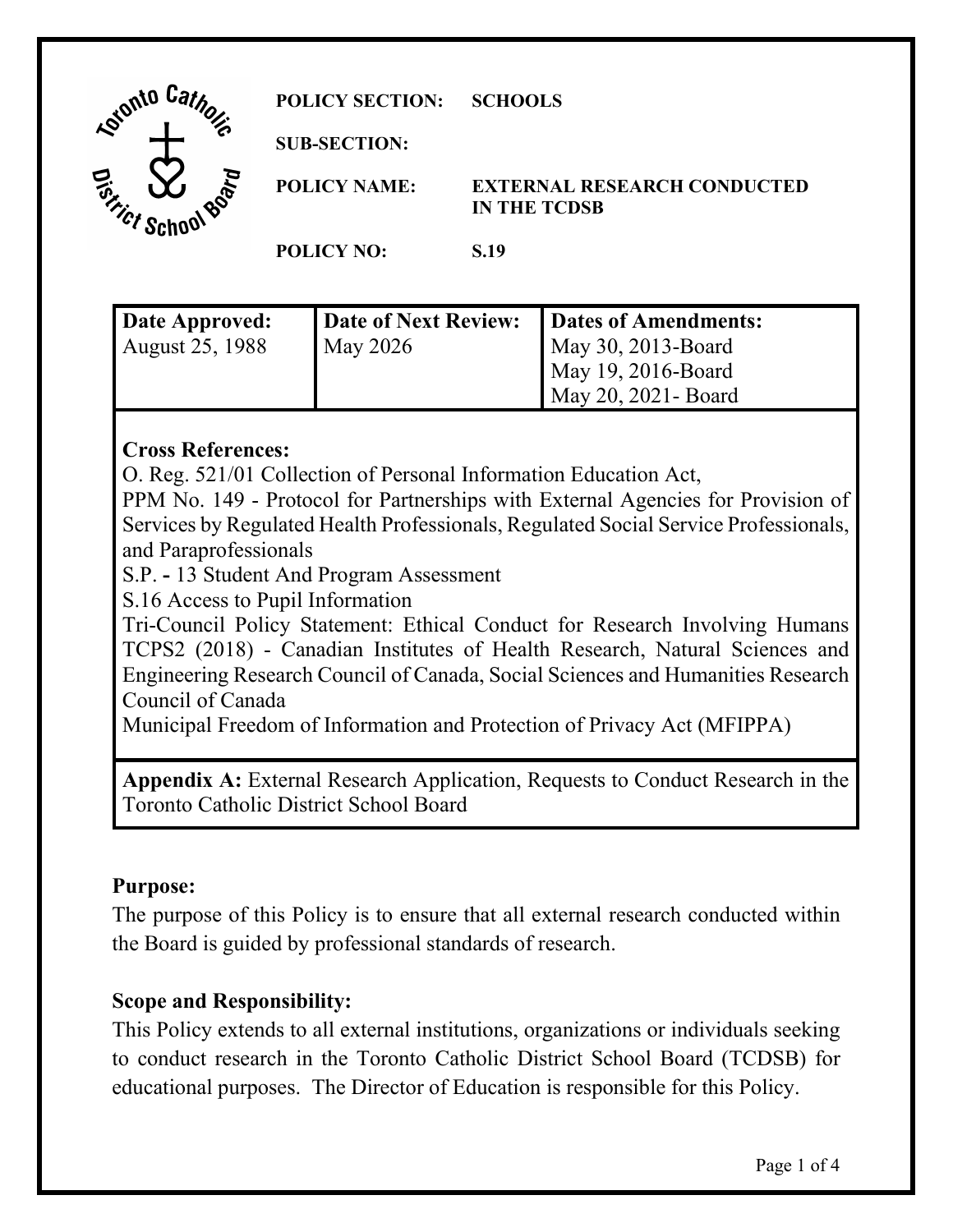**POLICY SECTION:** SCHOOLS

**SUB-SECTION:**

**POLICY NAME:** EXTERNAL RESEARCH CONDUCTED IN THE TCDSB

**POLICY NO:** S.19

| Date Approved: | Date of Next Review: | Dates of Amendments: |
|---|---|---|
| August 25, 1988 | May 2026 | May 30, 2013-Board<br>May 19, 2016-Board<br>May 20, 2021- Board |

**Cross References:**

O. Reg. 521/01 Collection of Personal Information Education Act,

PPM No. 149 - Protocol for Partnerships with External Agencies for Provision of Services by Regulated Health Professionals, Regulated Social Service Professionals, and Paraprofessionals

S.P. **-** 13 Student And Program Assessment

S.16 Access to Pupil Information

Tri-Council Policy Statement: Ethical Conduct for Research Involving Humans TCPS2 (2018) - Canadian Institutes of Health Research, Natural Sciences and Engineering Research Council of Canada, Social Sciences and Humanities Research Council of Canada

Municipal Freedom of Information and Protection of Privacy Act (MFIPPA)

**Appendix A:** External Research Application, Requests to Conduct Research in the Toronto Catholic District School Board

## Purpose:

The purpose of this Policy is to ensure that all external research conducted within the Board is guided by professional standards of research.

## Scope and Responsibility:

This Policy extends to all external institutions, organizations or individuals seeking to conduct research in the Toronto Catholic District School Board (TCDSB) for educational purposes. The Director of Education is responsible for this Policy.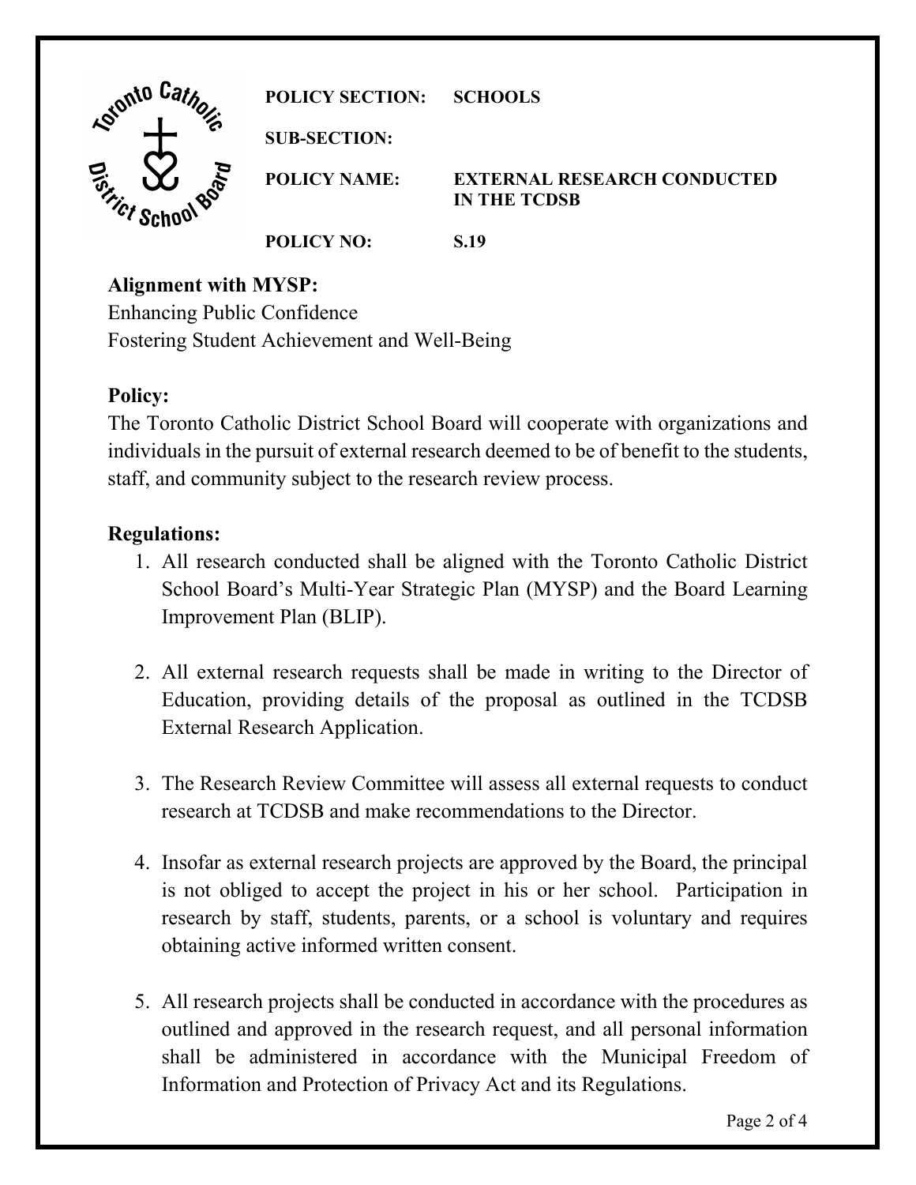**POLICY SECTION:** SCHOOLS

**SUB-SECTION:**

**POLICY NAME:** EXTERNAL RESEARCH CONDUCTED IN THE TCDSB

**POLICY NO:** S.19

**Alignment with MYSP:**
Enhancing Public Confidence
Fostering Student Achievement and Well-Being

**Policy:**
The Toronto Catholic District School Board will cooperate with organizations and individuals in the pursuit of external research deemed to be of benefit to the students, staff, and community subject to the research review process.

**Regulations:**

1. All research conducted shall be aligned with the Toronto Catholic District School Board's Multi-Year Strategic Plan (MYSP) and the Board Learning Improvement Plan (BLIP).

2. All external research requests shall be made in writing to the Director of Education, providing details of the proposal as outlined in the TCDSB External Research Application.

3. The Research Review Committee will assess all external requests to conduct research at TCDSB and make recommendations to the Director.

4. Insofar as external research projects are approved by the Board, the principal is not obliged to accept the project in his or her school. Participation in research by staff, students, parents, or a school is voluntary and requires obtaining active informed written consent.

5. All research projects shall be conducted in accordance with the procedures as outlined and approved in the research request, and all personal information shall be administered in accordance with the Municipal Freedom of Information and Protection of Privacy Act and its Regulations.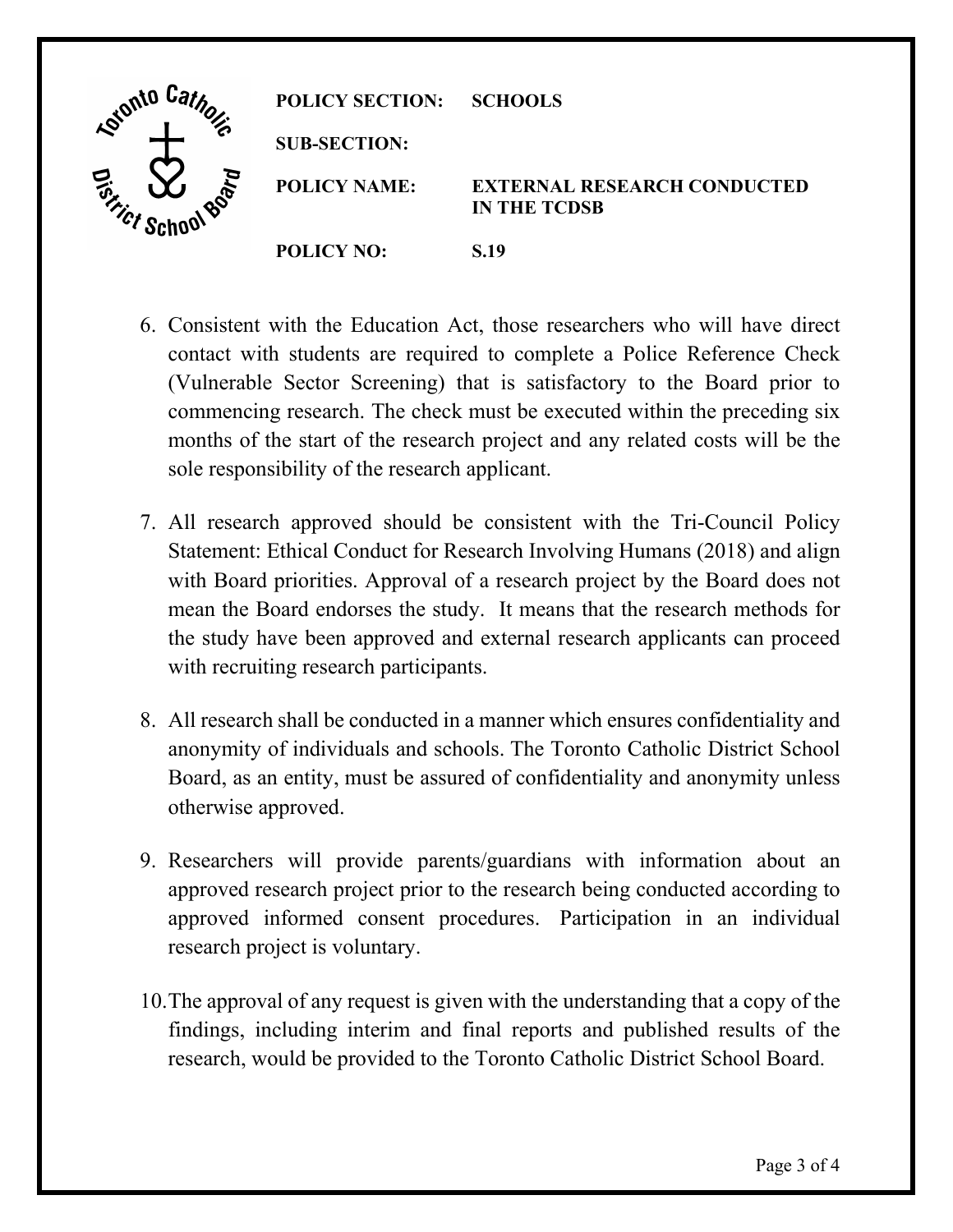6. Consistent with the Education Act, those researchers who will have direct contact with students are required to complete a Police Reference Check (Vulnerable Sector Screening) that is satisfactory to the Board prior to commencing research. The check must be executed within the preceding six months of the start of the research project and any related costs will be the sole responsibility of the research applicant.

7. All research approved should be consistent with the Tri-Council Policy Statement: Ethical Conduct for Research Involving Humans (2018) and align with Board priorities. Approval of a research project by the Board does not mean the Board endorses the study. It means that the research methods for the study have been approved and external research applicants can proceed with recruiting research participants.

8. All research shall be conducted in a manner which ensures confidentiality and anonymity of individuals and schools. The Toronto Catholic District School Board, as an entity, must be assured of confidentiality and anonymity unless otherwise approved.

9. Researchers will provide parents/guardians with information about an approved research project prior to the research being conducted according to approved informed consent procedures. Participation in an individual research project is voluntary.

10. The approval of any request is given with the understanding that a copy of the findings, including interim and final reports and published results of the research, would be provided to the Toronto Catholic District School Board.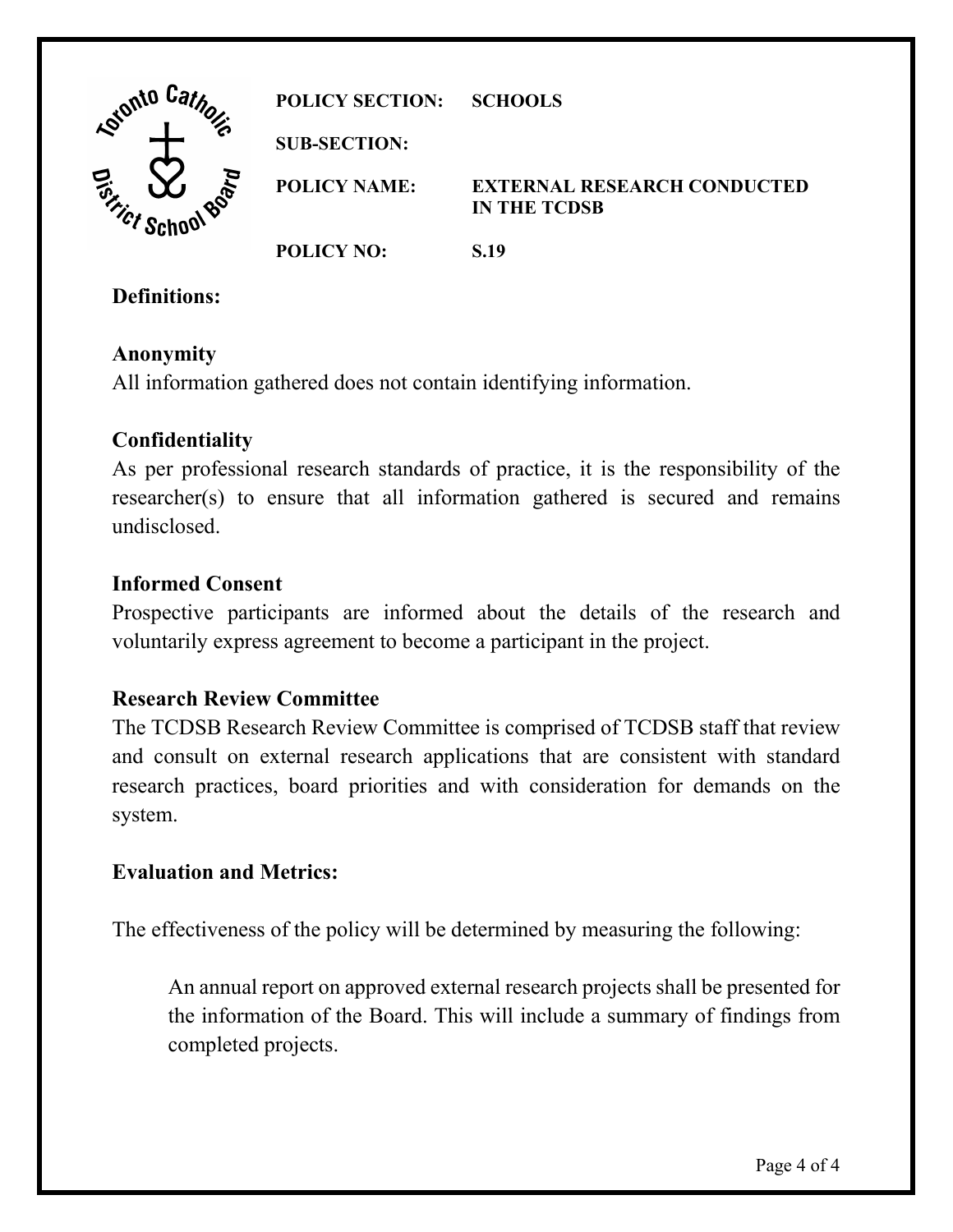| | |
|---|---|
| **POLICY SECTION:** | **SCHOOLS** |
| **SUB-SECTION:** | |
| **POLICY NAME:** | **EXTERNAL RESEARCH CONDUCTED IN THE TCDSB** |
| **POLICY NO:** | **S.19** |

## Definitions:

### Anonymity

All information gathered does not contain identifying information.

### Confidentiality

As per professional research standards of practice, it is the responsibility of the researcher(s) to ensure that all information gathered is secured and remains undisclosed.

### Informed Consent

Prospective participants are informed about the details of the research and voluntarily express agreement to become a participant in the project.

### Research Review Committee

The TCDSB Research Review Committee is comprised of TCDSB staff that review and consult on external research applications that are consistent with standard research practices, board priorities and with consideration for demands on the system.

## Evaluation and Metrics:

The effectiveness of the policy will be determined by measuring the following:

> An annual report on approved external research projects shall be presented for the information of the Board. This will include a summary of findings from completed projects.